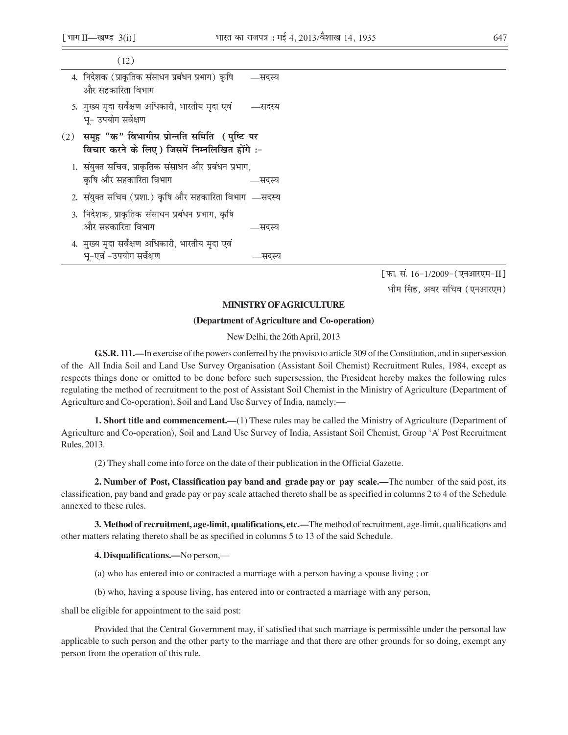(12)

4. निदेशक (प्राकृतिक संसाधन प्रबंधन प्रभाग) कृषि और सहकारिता विभाग —सदस्य
5. मुख्य मृदा सर्वेक्षण अधिकारी, भारतीय मृदा एवं भू- उपयोग सर्वेक्षण —सदस्य

(2) **समूह "क" विभागीय प्रोन्नति समिति (पुष्टि पर विचार करने के लिए) जिसमें निम्नलिखित होंगे :-**

1. संयुक्त सचिव, प्राकृतिक संसाधन और प्रबंधन प्रभाग, कृषि और सहकारिता विभाग —सदस्य
2. संयुक्त सचिव (प्रशा.) कृषि और सहकारिता विभाग —सदस्य
3. निदेशक, प्राकृतिक संसाधन प्रबंधन प्रभाग, कृषि और सहकारिता विभाग —सदस्य
4. मुख्य मृदा सर्वेक्षण अधिकारी, भारतीय मृदा एवं भू-एवं -उपयोग सर्वेक्षण —सदस्य

[फा. सं. 16-1/2009-(एनआरएम-II]

भीम सिंह, अवर सचिव (एनआरएम)

**MINISTRY OF AGRICULTURE**

**(Department of Agriculture and Co-operation)**

New Delhi, the 26th April, 2013

**G.S.R. 111.—**In exercise of the powers conferred by the proviso to article 309 of the Constitution, and in supersession of the All India Soil and Land Use Survey Organisation (Assistant Soil Chemist) Recruitment Rules, 1984, except as respects things done or omitted to be done before such supersession, the President hereby makes the following rules regulating the method of recruitment to the post of Assistant Soil Chemist in the Ministry of Agriculture (Department of Agriculture and Co-operation), Soil and Land Use Survey of India, namely:—

**1. Short title and commencement.—**(1) These rules may be called the Ministry of Agriculture (Department of Agriculture and Co-operation), Soil and Land Use Survey of India, Assistant Soil Chemist, Group 'A' Post Recruitment Rules, 2013.

(2) They shall come into force on the date of their publication in the Official Gazette.

**2. Number of Post, Classification pay band and grade pay or pay scale.—**The number of the said post, its classification, pay band and grade pay or pay scale attached thereto shall be as specified in columns 2 to 4 of the Schedule annexed to these rules.

**3. Method of recruitment, age-limit, qualifications, etc.—**The method of recruitment, age-limit, qualifications and other matters relating thereto shall be as specified in columns 5 to 13 of the said Schedule.

**4. Disqualifications.—**No person,—

(a) who has entered into or contracted a marriage with a person having a spouse living ; or

(b) who, having a spouse living, has entered into or contracted a marriage with any person,

shall be eligible for appointment to the said post:

Provided that the Central Government may, if satisfied that such marriage is permissible under the personal law applicable to such person and the other party to the marriage and that there are other grounds for so doing, exempt any person from the operation of this rule.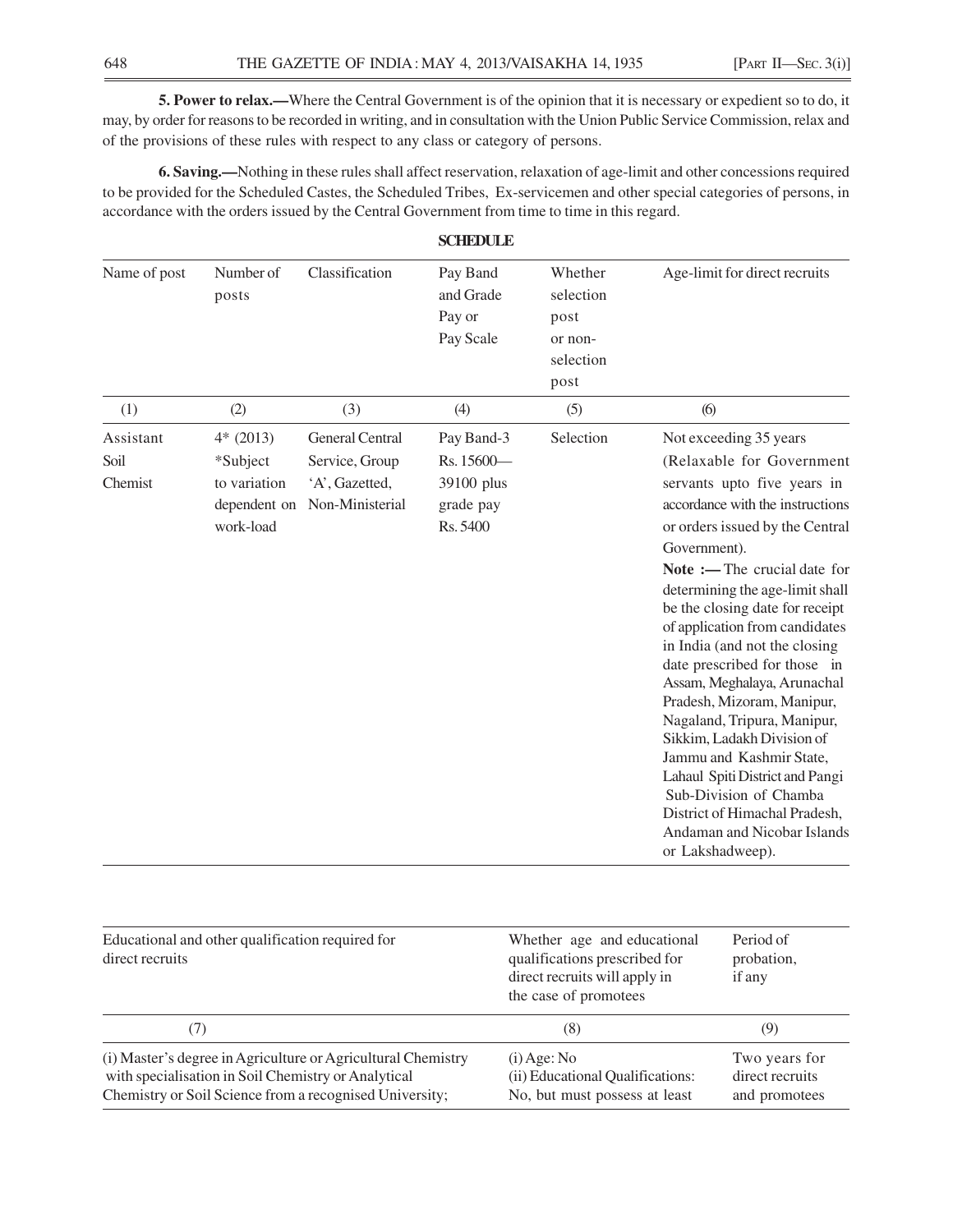**5. Power to relax.—**Where the Central Government is of the opinion that it is necessary or expedient so to do, it may, by order for reasons to be recorded in writing, and in consultation with the Union Public Service Commission, relax and of the provisions of these rules with respect to any class or category of persons.

**6. Saving.—**Nothing in these rules shall affect reservation, relaxation of age-limit and other concessions required to be provided for the Scheduled Castes, the Scheduled Tribes, Ex-servicemen and other special categories of persons, in accordance with the orders issued by the Central Government from time to time in this regard.

## SCHEDULE

| Name of post | Number of posts | Classification | Pay Band and Grade Pay or Pay Scale | Whether selection post or non-selection post | Age-limit for direct recruits |
|---|---|---|---|---|---|
| (1) | (2) | (3) | (4) | (5) | (6) |
| Assistant Soil Chemist | 4* (2013) *Subject to variation dependent on work-load | General Central Service, Group 'A', Gazetted, Non-Ministerial | Pay Band-3 Rs. 15600—39100 plus grade pay Rs. 5400 | Selection | Not exceeding 35 years (Relaxable for Government servants upto five years in accordance with the instructions or orders issued by the Central Government). **Note :—** The crucial date for determining the age-limit shall be the closing date for receipt of application from candidates in India (and not the closing date prescribed for those in Assam, Meghalaya, Arunachal Pradesh, Mizoram, Manipur, Nagaland, Tripura, Manipur, Sikkim, Ladakh Division of Jammu and Kashmir State, Lahaul Spiti District and Pangi Sub-Division of Chamba District of Himachal Pradesh, Andaman and Nicobar Islands or Lakshadweep). |

| Educational and other qualification required for direct recruits | Whether age and educational qualifications prescribed for direct recruits will apply in the case of promotees | Period of probation, if any |
|---|---|---|
| (7) | (8) | (9) |
| (i) Master's degree in Agriculture or Agricultural Chemistry with specialisation in Soil Chemistry or Analytical Chemistry or Soil Science from a recognised University; | (i) Age: No<br>(ii) Educational Qualifications: No, but must possess at least | Two years for direct recruits and promotees |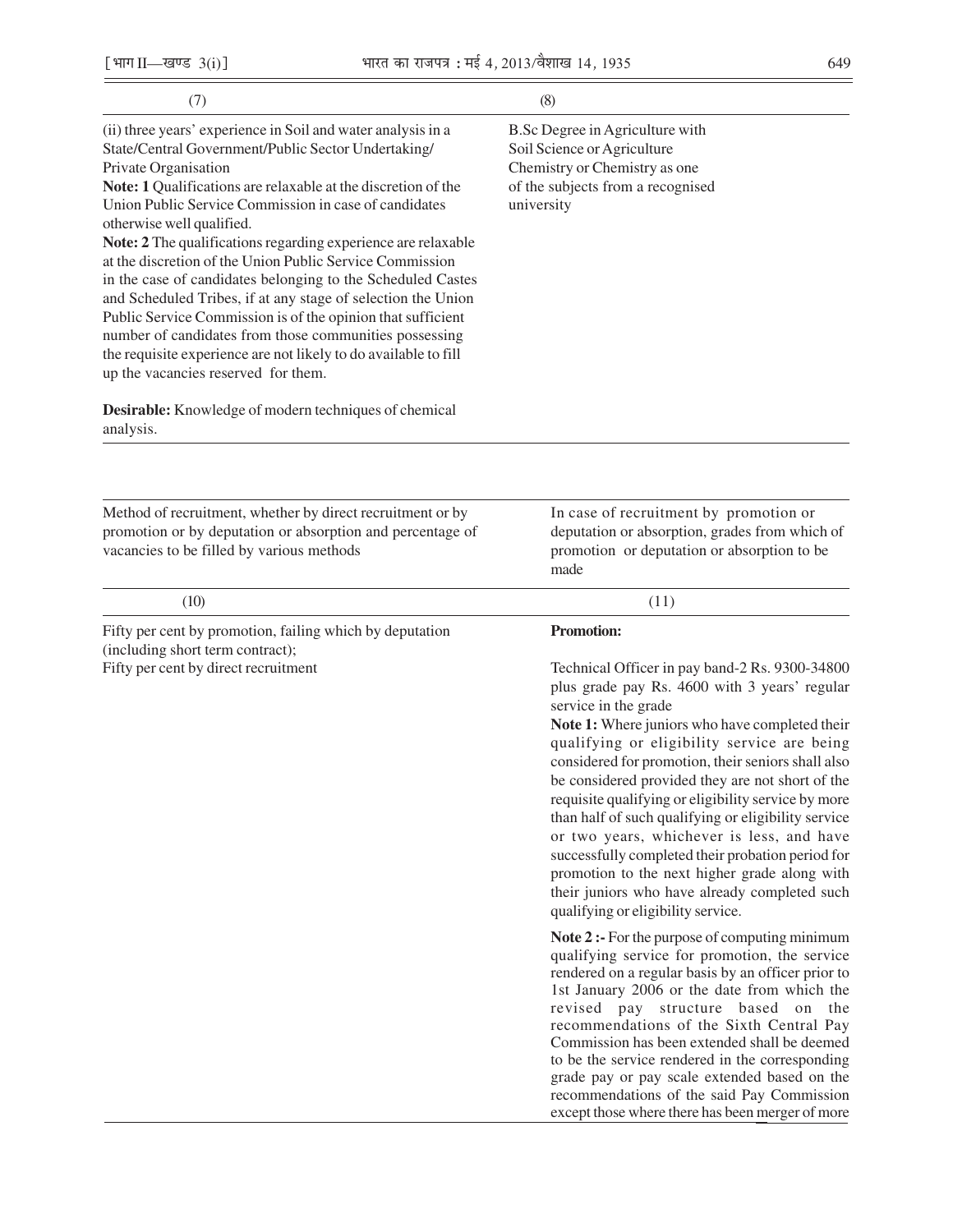| (7) | (8) |
|---|---|
| (ii) three years' experience in Soil and water analysis in a State/Central Government/Public Sector Undertaking/ Private Organisation<br>**Note: 1** Qualifications are relaxable at the discretion of the Union Public Service Commission in case of candidates otherwise well qualified.<br>**Note: 2** The qualifications regarding experience are relaxable at the discretion of the Union Public Service Commission in the case of candidates belonging to the Scheduled Castes and Scheduled Tribes, if at any stage of selection the Union Public Service Commission is of the opinion that sufficient number of candidates from those communities possessing the requisite experience are not likely to do available to fill up the vacancies reserved for them.<br><br>**Desirable:** Knowledge of modern techniques of chemical analysis. | B.Sc Degree in Agriculture with Soil Science or Agriculture Chemistry or Chemistry as one of the subjects from a recognised university |

| Method of recruitment, whether by direct recruitment or by promotion or by deputation or absorption and percentage of vacancies to be filled by various methods | In case of recruitment by promotion or deputation or absorption, grades from which of promotion or deputation or absorption to be made |
|---|---|
| (10) | (11) |
| Fifty per cent by promotion, failing which by deputation (including short term contract);<br>Fifty per cent by direct recruitment | **Promotion:**<br><br>Technical Officer in pay band-2 Rs. 9300-34800 plus grade pay Rs. 4600 with 3 years' regular service in the grade<br>**Note 1:** Where juniors who have completed their qualifying or eligibility service are being considered for promotion, their seniors shall also be considered provided they are not short of the requisite qualifying or eligibility service by more than half of such qualifying or eligibility service or two years, whichever is less, and have successfully completed their probation period for promotion to the next higher grade along with their juniors who have already completed such qualifying or eligibility service.<br><br>**Note 2 :-** For the purpose of computing minimum qualifying service for promotion, the service rendered on a regular basis by an officer prior to 1st January 2006 or the date from which the revised pay structure based on the recommendations of the Sixth Central Pay Commission has been extended shall be deemed to be the service rendered in the corresponding grade pay or pay scale extended based on the recommendations of the said Pay Commission except those where there has been merger of more |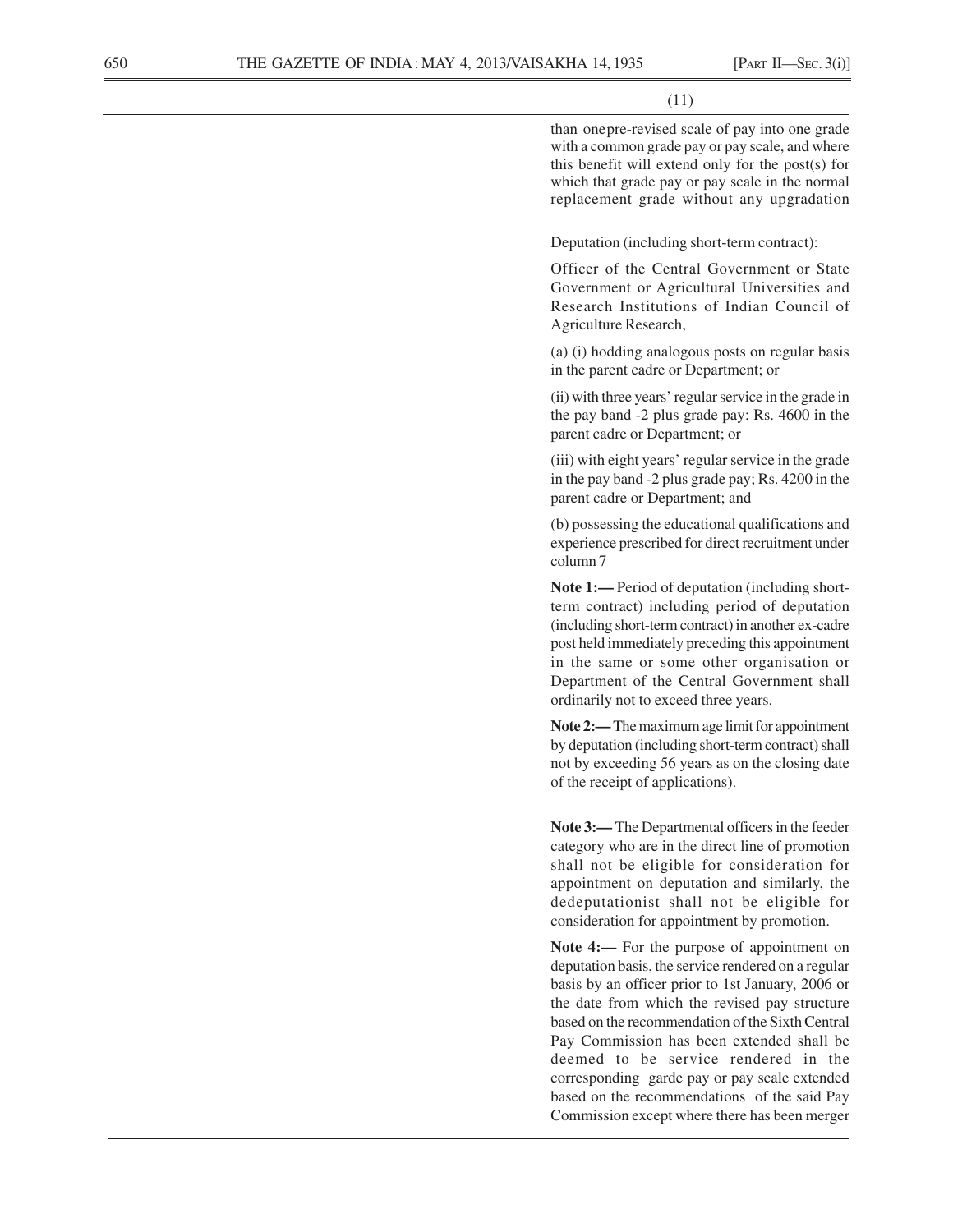(11)

than onepre-revised scale of pay into one grade with a common grade pay or pay scale, and where this benefit will extend only for the post(s) for which that grade pay or pay scale in the normal replacement grade without any upgradation

Deputation (including short-term contract):

Officer of the Central Government or State Government or Agricultural Universities and Research Institutions of Indian Council of Agriculture Research,

(a) (i) hodding analogous posts on regular basis in the parent cadre or Department; or

(ii) with three years' regular service in the grade in the pay band -2 plus grade pay: Rs. 4600 in the parent cadre or Department; or

(iii) with eight years' regular service in the grade in the pay band -2 plus grade pay; Rs. 4200 in the parent cadre or Department; and

(b) possessing the educational qualifications and experience prescribed for direct recruitment under column 7

**Note 1:—** Period of deputation (including short-term contract) including period of deputation (including short-term contract) in another ex-cadre post held immediately preceding this appointment in the same or some other organisation or Department of the Central Government shall ordinarily not to exceed three years.

**Note 2:—** The maximum age limit for appointment by deputation (including short-term contract) shall not by exceeding 56 years as on the closing date of the receipt of applications).

**Note 3:—** The Departmental officers in the feeder category who are in the direct line of promotion shall not be eligible for consideration for appointment on deputation and similarly, the dedeputationist shall not be eligible for consideration for appointment by promotion.

**Note 4:—** For the purpose of appointment on deputation basis, the service rendered on a regular basis by an officer prior to 1st January, 2006 or the date from which the revised pay structure based on the recommendation of the Sixth Central Pay Commission has been extended shall be deemed to be service rendered in the corresponding garde pay or pay scale extended based on the recommendations of the said Pay Commission except where there has been merger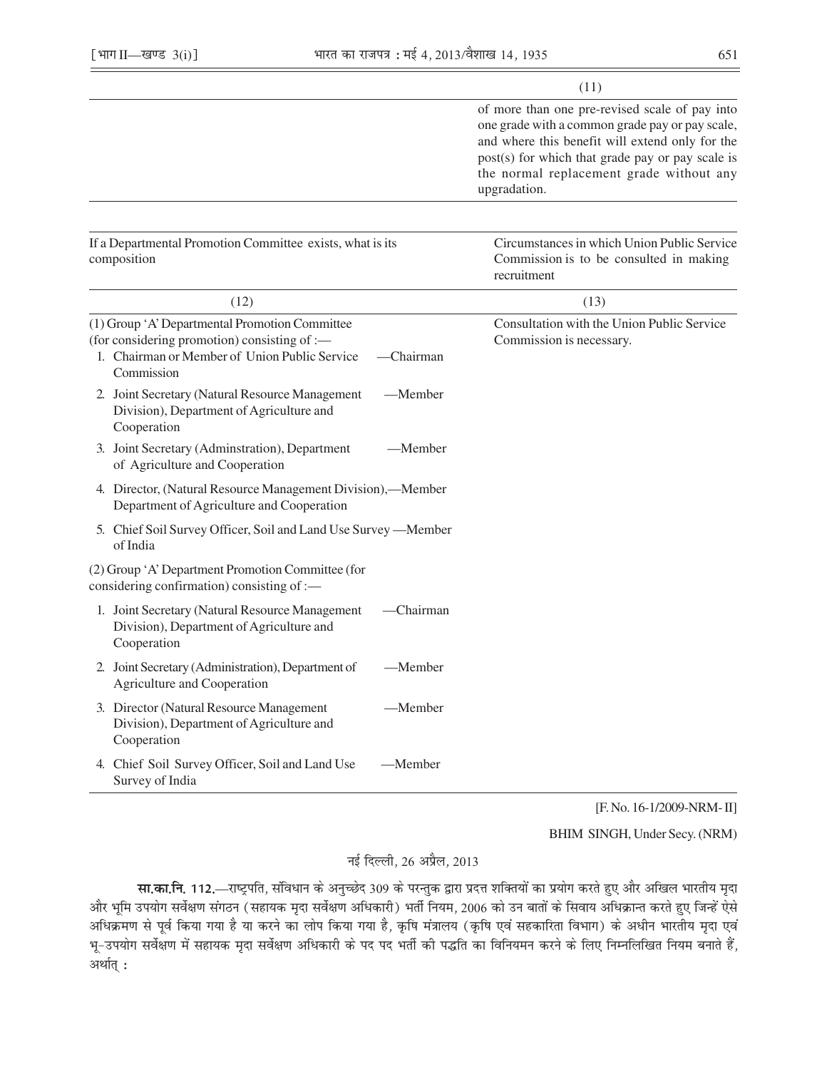| | (11) |
|---|---|
| | of more than one pre-revised scale of pay into one grade with a common grade pay or pay scale, and where this benefit will extend only for the post(s) for which that grade pay or pay scale is the normal replacement grade without any upgradation. |

| If a Departmental Promotion Committee exists, what is its composition | Circumstances in which Union Public Service Commission is to be consulted in making recruitment |
|---|---|
| (12) | (13) |
| (1) Group 'A' Departmental Promotion Committee (for considering promotion) consisting of :—<br>1. Chairman or Member of Union Public Service Commission —Chairman<br>2. Joint Secretary (Natural Resource Management Division), Department of Agriculture and Cooperation —Member<br>3. Joint Secretary (Adminstration), Department of Agriculture and Cooperation —Member<br>4. Director, (Natural Resource Management Division), Department of Agriculture and Cooperation —Member<br>5. Chief Soil Survey Officer, Soil and Land Use Survey of India —Member<br>(2) Group 'A' Department Promotion Committee (for considering confirmation) consisting of :—<br>1. Joint Secretary (Natural Resource Management Division), Department of Agriculture and Cooperation —Chairman<br>2. Joint Secretary (Administration), Department of Agriculture and Cooperation —Member<br>3. Director (Natural Resource Management Division), Department of Agriculture and Cooperation —Member<br>4. Chief Soil Survey Officer, Soil and Land Use Survey of India —Member | Consultation with the Union Public Service Commission is necessary. |

[F. No. 16-1/2009-NRM- II]

BHIM SINGH, Under Secy. (NRM)

नई दिल्ली, 26 अप्रैल, 2013

**सा.का.नि. 112.**—राष्ट्रपति, संविधान के अनुच्छेद 309 के परन्तुक द्वारा प्रदत्त शक्तियों का प्रयोग करते हुए और अखिल भारतीय मृदा और भूमि उपयोग सर्वेक्षण संगठन (सहायक मृदा सर्वेक्षण अधिकारी) भर्ती नियम, 2006 को उन बातों के सिवाय अधिक्रान्त करते हुए जिन्हें ऐसे अधिक्रमण से पूर्व किया गया है या करने का लोप किया गया है, कृषि मंत्रालय (कृषि एवं सहकारिता विभाग) के अधीन भारतीय मृदा एवं भू-उपयोग सर्वेक्षण में सहायक मृदा सर्वेक्षण अधिकारी के पद पद भर्ती की पद्धति का विनियमन करने के लिए निम्नलिखित नियम बनाते हैं, अर्थात् :